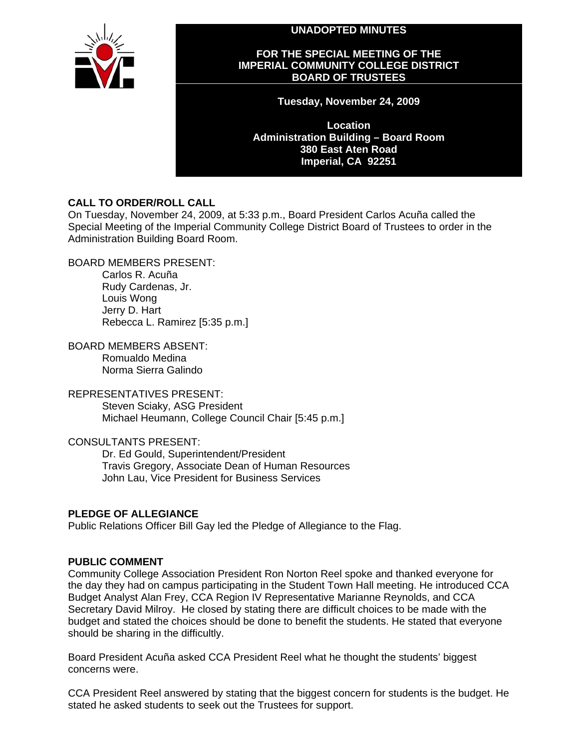# UNADOPTED MINUTES

## FOR THE SPECIAL MEETING OF THE IMPERIAL COMMUNITY COLLEGE DISTRICT BOARD OF TRUSTEES

**Tuesday, November 24, 2009**

**Location**
**Administration Building – Board Room**
**380 East Aten Road**
**Imperial, CA 92251**

### CALL TO ORDER/ROLL CALL

On Tuesday, November 24, 2009, at 5:33 p.m., Board President Carlos Acuña called the Special Meeting of the Imperial Community College District Board of Trustees to order in the Administration Building Board Room.

BOARD MEMBERS PRESENT:
- Carlos R. Acuña
- Rudy Cardenas, Jr.
- Louis Wong
- Jerry D. Hart
- Rebecca L. Ramirez [5:35 p.m.]

BOARD MEMBERS ABSENT:
- Romualdo Medina
- Norma Sierra Galindo

REPRESENTATIVES PRESENT:
- Steven Sciaky, ASG President
- Michael Heumann, College Council Chair [5:45 p.m.]

CONSULTANTS PRESENT:
- Dr. Ed Gould, Superintendent/President
- Travis Gregory, Associate Dean of Human Resources
- John Lau, Vice President for Business Services

### PLEDGE OF ALLEGIANCE

Public Relations Officer Bill Gay led the Pledge of Allegiance to the Flag.

### PUBLIC COMMENT

Community College Association President Ron Norton Reel spoke and thanked everyone for the day they had on campus participating in the Student Town Hall meeting. He introduced CCA Budget Analyst Alan Frey, CCA Region IV Representative Marianne Reynolds, and CCA Secretary David Milroy. He closed by stating there are difficult choices to be made with the budget and stated the choices should be done to benefit the students. He stated that everyone should be sharing in the difficultly.

Board President Acuña asked CCA President Reel what he thought the students' biggest concerns were.

CCA President Reel answered by stating that the biggest concern for students is the budget. He stated he asked students to seek out the Trustees for support.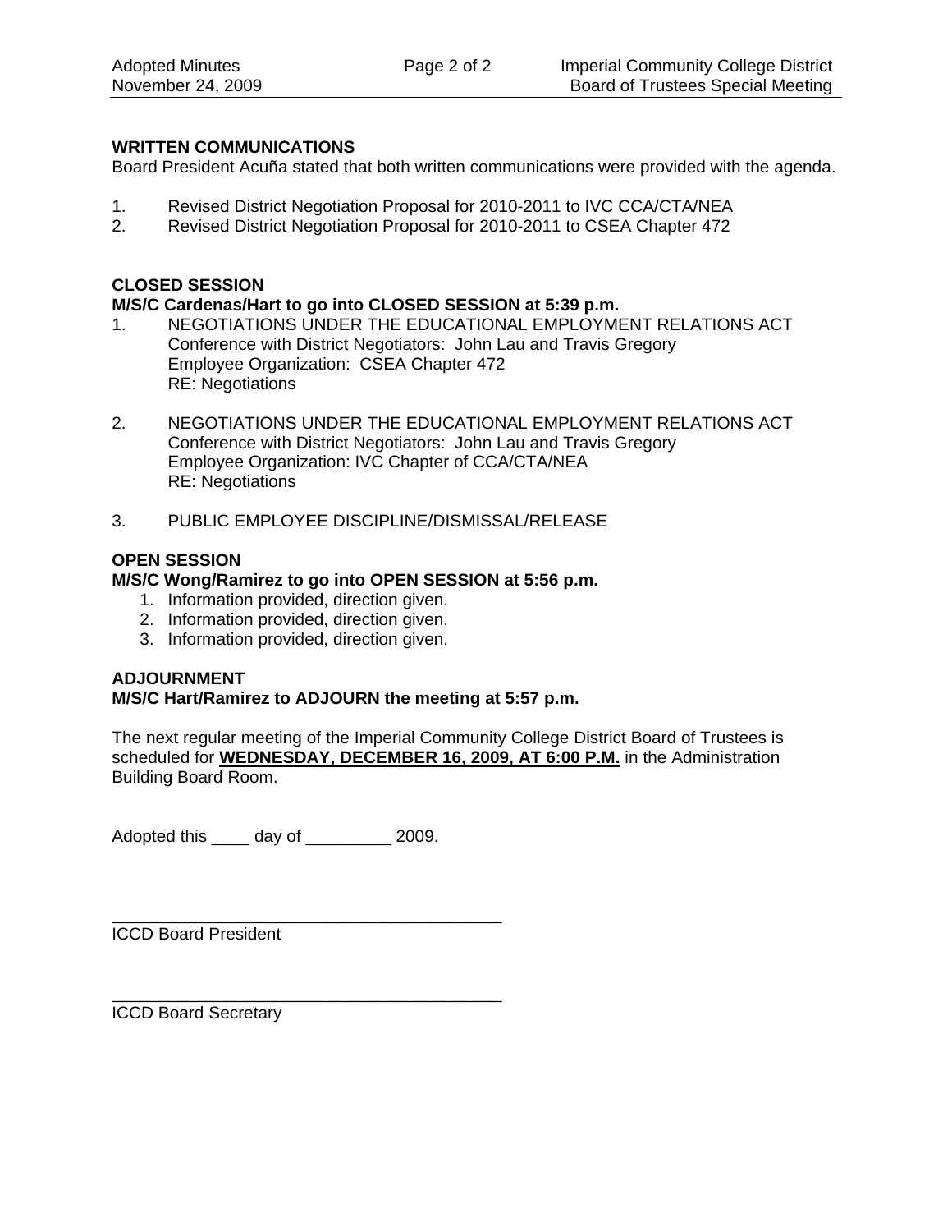**WRITTEN COMMUNICATIONS**
Board President Acuña stated that both written communications were provided with the agenda.

1. Revised District Negotiation Proposal for 2010-2011 to IVC CCA/CTA/NEA
2. Revised District Negotiation Proposal for 2010-2011 to CSEA Chapter 472

**CLOSED SESSION**
**M/S/C Cardenas/Hart to go into CLOSED SESSION at 5:39 p.m.**

1. NEGOTIATIONS UNDER THE EDUCATIONAL EMPLOYMENT RELATIONS ACT
   Conference with District Negotiators: John Lau and Travis Gregory
   Employee Organization: CSEA Chapter 472
   RE: Negotiations

2. NEGOTIATIONS UNDER THE EDUCATIONAL EMPLOYMENT RELATIONS ACT
   Conference with District Negotiators: John Lau and Travis Gregory
   Employee Organization: IVC Chapter of CCA/CTA/NEA
   RE: Negotiations

3. PUBLIC EMPLOYEE DISCIPLINE/DISMISSAL/RELEASE

**OPEN SESSION**
**M/S/C Wong/Ramirez to go into OPEN SESSION at 5:56 p.m.**

1. Information provided, direction given.
2. Information provided, direction given.
3. Information provided, direction given.

**ADJOURNMENT**
**M/S/C Hart/Ramirez to ADJOURN the meeting at 5:57 p.m.**

The next regular meeting of the Imperial Community College District Board of Trustees is scheduled for **WEDNESDAY, DECEMBER 16, 2009, AT 6:00 P.M.** in the Administration Building Board Room.

Adopted this ____ day of _________ 2009.

_________________________________________
ICCD Board President

_________________________________________
ICCD Board Secretary